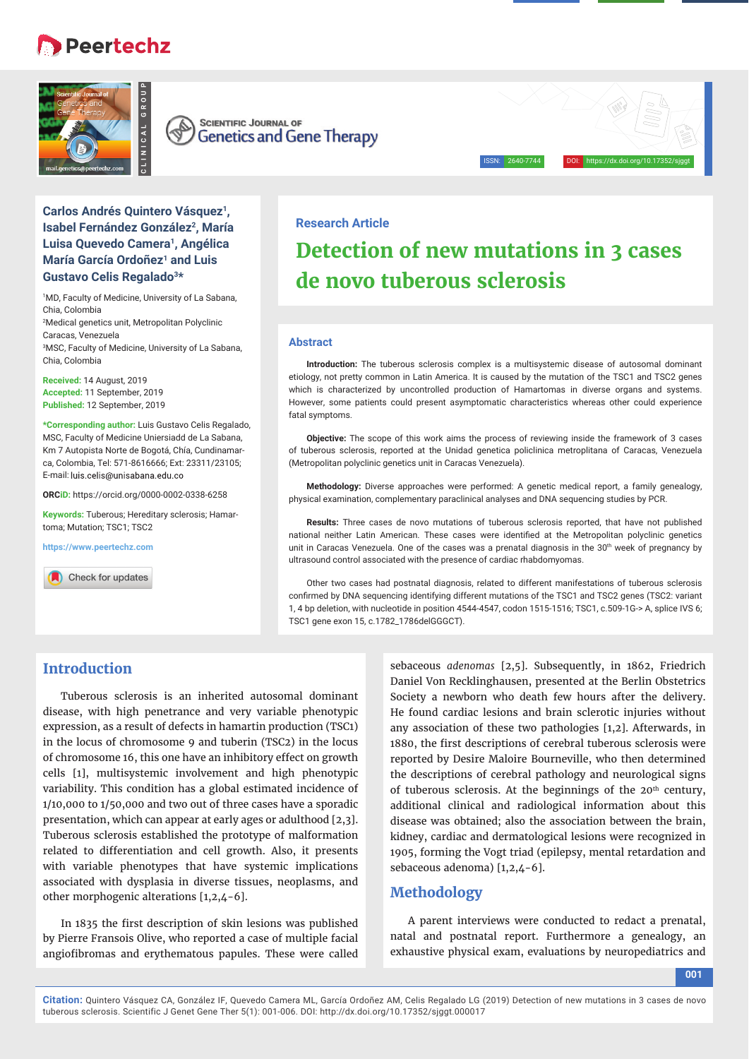Research Article

# Detection of new mutations in 3 cases de novo tuberous sclerosis

**Carlos Andrés Quintero Vásquez[1], Isabel Fernández González[2], María Luisa Quevedo Camera[1], Angélica María García Ordoñez[1] and Luis Gustavo Celis Regalado[3]***

[1]MD, Faculty of Medicine, University of La Sabana, Chia, Colombia

[2]Medical genetics unit, Metropolitan Polyclinic Caracas, Venezuela

[3]MSC, Faculty of Medicine, University of La Sabana, Chia, Colombia

**Received:** 14 August, 2019
**Accepted:** 11 September, 2019
**Published:** 12 September, 2019

***Corresponding author:** Luis Gustavo Celis Regalado, MSC, Faculty of Medicine Uniersiadd de La Sabana, Km 7 Autopista Norte de Bogotá, Chía, Cundinamarca, Colombia, Tel: 571-8616666; Ext: 23311/23105; E-mail: luis.celis@unisabana.edu.co

**ORCiD:** https://orcid.org/0000-0002-0338-6258

**Keywords:** Tuberous; Hereditary sclerosis; Hamartoma; Mutation; TSC1; TSC2

https://www.peertechz.com

## Abstract

**Introduction:** The tuberous sclerosis complex is a multisystemic disease of autosomal dominant etiology, not pretty common in Latin America. It is caused by the mutation of the TSC1 and TSC2 genes which is characterized by uncontrolled production of Hamartomas in diverse organs and systems. However, some patients could present asymptomatic characteristics whereas other could experience fatal symptoms.

**Objective:** The scope of this work aims the process of reviewing inside the framework of 3 cases of tuberous sclerosis, reported at the Unidad genetica policlinica metroplitana of Caracas, Venezuela (Metropolitan polyclinic genetics unit in Caracas Venezuela).

**Methodology:** Diverse approaches were performed: A genetic medical report, a family genealogy, physical examination, complementary paraclinical analyses and DNA sequencing studies by PCR.

**Results:** Three cases de novo mutations of tuberous sclerosis reported, that have not published national neither Latin American. These cases were identified at the Metropolitan polyclinic genetics unit in Caracas Venezuela. One of the cases was a prenatal diagnosis in the 30th week of pregnancy by ultrasound control associated with the presence of cardiac rhabdomyomas.

Other two cases had postnatal diagnosis, related to different manifestations of tuberous sclerosis confirmed by DNA sequencing identifying different mutations of the TSC1 and TSC2 genes (TSC2: variant 1, 4 bp deletion, with nucleotide in position 4544-4547, codon 1515-1516; TSC1, c.509-1G-> A, splice IVS 6; TSC1 gene exon 15, c.1782_1786delGGGCT).

## Introduction

Tuberous sclerosis is an inherited autosomal dominant disease, with high penetrance and very variable phenotypic expression, as a result of defects in hamartin production (TSC1) in the locus of chromosome 9 and tuberin (TSC2) in the locus of chromosome 16, this one have an inhibitory effect on growth cells [1], multisystemic involvement and high phenotypic variability. This condition has a global estimated incidence of 1/10,000 to 1/50,000 and two out of three cases have a sporadic presentation, which can appear at early ages or adulthood [2,3]. Tuberous sclerosis established the prototype of malformation related to differentiation and cell growth. Also, it presents with variable phenotypes that have systemic implications associated with dysplasia in diverse tissues, neoplasms, and other morphogenic alterations [1,2,4-6].

In 1835 the first description of skin lesions was published by Pierre Fransois Olive, who reported a case of multiple facial angiofibromas and erythematous papules. These were called sebaceous *adenomas* [2,5]. Subsequently, in 1862, Friedrich Daniel Von Recklinghausen, presented at the Berlin Obstetrics Society a newborn who death few hours after the delivery. He found cardiac lesions and brain sclerotic injuries without any association of these two pathologies [1,2]. Afterwards, in 1880, the first descriptions of cerebral tuberous sclerosis were reported by Desire Maloire Bourneville, who then determined the descriptions of cerebral pathology and neurological signs of tuberous sclerosis. At the beginnings of the 20th century, additional clinical and radiological information about this disease was obtained; also the association between the brain, kidney, cardiac and dermatological lesions were recognized in 1905, forming the Vogt triad (epilepsy, mental retardation and sebaceous adenoma) [1,2,4-6].

## Methodology

A parent interviews were conducted to redact a prenatal, natal and postnatal report. Furthermore a genealogy, an exhaustive physical exam, evaluations by neuropediatrics and

**Citation:** Quintero Vásquez CA, González IF, Quevedo Camera ML, García Ordoñez AM, Celis Regalado LG (2019) Detection of new mutations in 3 cases de novo tuberous sclerosis. Scientific J Genet Gene Ther 5(1): 001-006. DOI: http://dx.doi.org/10.17352/sjggt.000017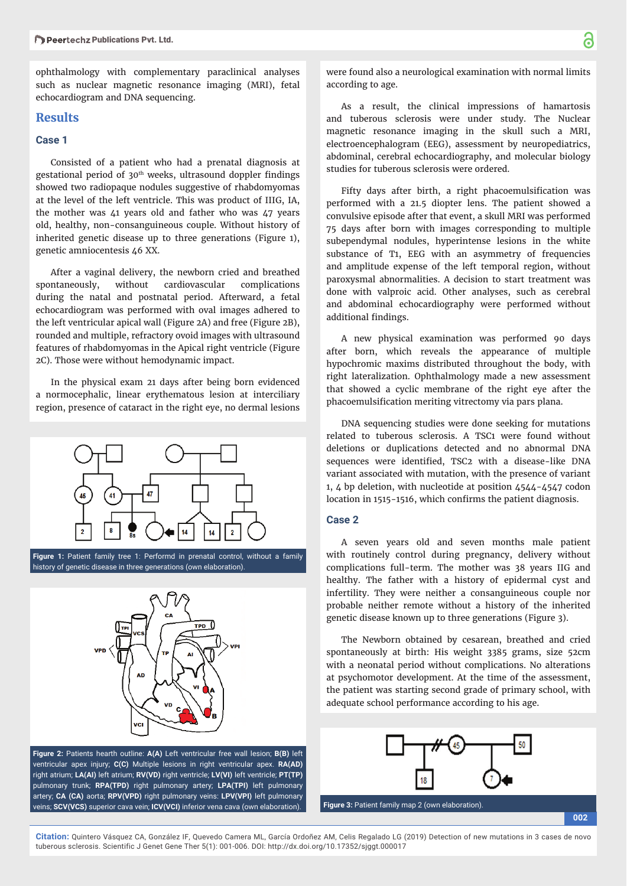ophthalmology with complementary paraclinical analyses such as nuclear magnetic resonance imaging (MRI), fetal echocardiogram and DNA sequencing.

## Results

### Case 1

Consisted of a patient who had a prenatal diagnosis at gestational period of 30th weeks, ultrasound doppler findings showed two radiopaque nodules suggestive of rhabdomyomas at the level of the left ventricle. This was product of IIIG, IA, the mother was 41 years old and father who was 47 years old, healthy, non-consanguineous couple. Without history of inherited genetic disease up to three generations (Figure 1), genetic amniocentesis 46 XX.

After a vaginal delivery, the newborn cried and breathed spontaneously, without cardiovascular complications during the natal and postnatal period. Afterward, a fetal echocardiogram was performed with oval images adhered to the left ventricular apical wall (Figure 2A) and free (Figure 2B), rounded and multiple, refractory ovoid images with ultrasound features of rhabdomyomas in the Apical right ventricle (Figure 2C). Those were without hemodynamic impact.

In the physical exam 21 days after being born evidenced a normocephalic, linear erythematous lesion at interciliary region, presence of cataract in the right eye, no dermal lesions were found also a neurological examination with normal limits according to age.

**Figure 1:** Patient family tree 1: Performd in prenatal control, without a family history of genetic disease in three generations (own elaboration).

**Figure 2:** Patients hearth outline: **A(A)** Left ventricular free wall lesion; **B(B)** left ventricular apex injury; **C(C)** Multiple lesions in right ventricular apex. **RA(AD)** right atrium; **LA(AI)** left atrium; **RV(VD)** right ventricle; **LV(VI)** left ventricle; **PT(TP)** pulmonary trunk; **RPA(TPD)** right pulmonary artery; **LPA(TPI)** left pulmonary artery; **CA (CA)** aorta; **RPV(VPD)** right pulmonary veins: **LPV(VPI)** left pulmonary veins; **SCV(VCS)** superior cava vein; **ICV(VCI)** inferior vena cava (own elaboration).

As a result, the clinical impressions of hamartosis and tuberous sclerosis were under study. The Nuclear magnetic resonance imaging in the skull such a MRI, electroencephalogram (EEG), assessment by neuropediatrics, abdominal, cerebral echocardiography, and molecular biology studies for tuberous sclerosis were ordered.

Fifty days after birth, a right phacoemulsification was performed with a 21.5 diopter lens. The patient showed a convulsive episode after that event, a skull MRI was performed 75 days after born with images corresponding to multiple subependymal nodules, hyperintense lesions in the white substance of T1, EEG with an asymmetry of frequencies and amplitude expense of the left temporal region, without paroxysmal abnormalities. A decision to start treatment was done with valproic acid. Other analyses, such as cerebral and abdominal echocardiography were performed without additional findings.

A new physical examination was performed 90 days after born, which reveals the appearance of multiple hypochromic maxims distributed throughout the body, with right lateralization. Ophthalmology made a new assessment that showed a cyclic membrane of the right eye after the phacoemulsification meriting vitrectomy via pars plana.

DNA sequencing studies were done seeking for mutations related to tuberous sclerosis. A TSC1 were found without deletions or duplications detected and no abnormal DNA sequences were identified, TSC2 with a disease-like DNA variant associated with mutation, with the presence of variant 1, 4 bp deletion, with nucleotide at position 4544-4547 codon location in 1515-1516, which confirms the patient diagnosis.

### Case 2

A seven years old and seven months male patient with routinely control during pregnancy, delivery without complications full-term. The mother was 38 years IIG and healthy. The father with a history of epidermal cyst and infertility. They were neither a consanguineous couple nor probable neither remote without a history of the inherited genetic disease known up to three generations (Figure 3).

The Newborn obtained by cesarean, breathed and cried spontaneously at birth: His weight 3385 grams, size 52cm with a neonatal period without complications. No alterations at psychomotor development. At the time of the assessment, the patient was starting second grade of primary school, with adequate school performance according to his age.

**Figure 3:** Patient family map 2 (own elaboration).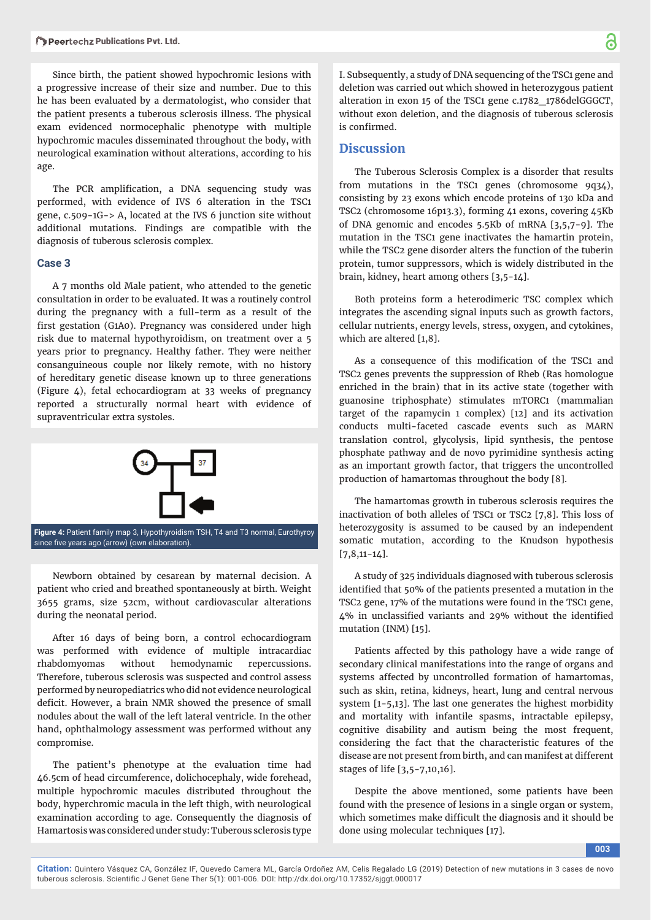Since birth, the patient showed hypochromic lesions with a progressive increase of their size and number. Due to this he has been evaluated by a dermatologist, who consider that the patient presents a tuberous sclerosis illness. The physical exam evidenced normocephalic phenotype with multiple hypochromic macules disseminated throughout the body, with neurological examination without alterations, according to his age.

The PCR amplification, a DNA sequencing study was performed, with evidence of IVS 6 alteration in the TSC1 gene, c.509-1G-> A, located at the IVS 6 junction site without additional mutations. Findings are compatible with the diagnosis of tuberous sclerosis complex.

### Case 3

A 7 months old Male patient, who attended to the genetic consultation in order to be evaluated. It was a routinely control during the pregnancy with a full-term as a result of the first gestation (G1A0). Pregnancy was considered under high risk due to maternal hypothyroidism, on treatment over a 5 years prior to pregnancy. Healthy father. They were neither consanguineous couple nor likely remote, with no history of hereditary genetic disease known up to three generations (Figure 4), fetal echocardiogram at 33 weeks of pregnancy reported a structurally normal heart with evidence of supraventricular extra systoles.

**Figure 4:** Patient family map 3, Hypothyroidism TSH, T4 and T3 normal, Eurothyroy since five years ago (arrow) (own elaboration).

Newborn obtained by cesarean by maternal decision. A patient who cried and breathed spontaneously at birth. Weight 3655 grams, size 52cm, without cardiovascular alterations during the neonatal period.

After 16 days of being born, a control echocardiogram was performed with evidence of multiple intracardiac rhabdomyomas without hemodynamic repercussions. Therefore, tuberous sclerosis was suspected and control assess performed by neuropediatrics who did not evidence neurological deficit. However, a brain NMR showed the presence of small nodules about the wall of the left lateral ventricle. In the other hand, ophthalmology assessment was performed without any compromise.

The patient's phenotype at the evaluation time had 46.5cm of head circumference, dolichocephaly, wide forehead, multiple hypochromic macules distributed throughout the body, hyperchromic macula in the left thigh, with neurological examination according to age. Consequently the diagnosis of Hamartosis was considered under study: Tuberous sclerosis type I. Subsequently, a study of DNA sequencing of the TSC1 gene and deletion was carried out which showed in heterozygous patient alteration in exon 15 of the TSC1 gene c.1782_1786delGGGCT, without exon deletion, and the diagnosis of tuberous sclerosis is confirmed.

## Discussion

The Tuberous Sclerosis Complex is a disorder that results from mutations in the TSC1 genes (chromosome 9q34), consisting by 23 exons which encode proteins of 130 kDa and TSC2 (chromosome 16p13.3), forming 41 exons, covering 45Kb of DNA genomic and encodes 5.5Kb of mRNA [3,5,7-9]. The mutation in the TSC1 gene inactivates the hamartin protein, while the TSC2 gene disorder alters the function of the tuberin protein, tumor suppressors, which is widely distributed in the brain, kidney, heart among others [3,5-14].

Both proteins form a heterodimeric TSC complex which integrates the ascending signal inputs such as growth factors, cellular nutrients, energy levels, stress, oxygen, and cytokines, which are altered [1,8].

As a consequence of this modification of the TSC1 and TSC2 genes prevents the suppression of Rheb (Ras homologue enriched in the brain) that in its active state (together with guanosine triphosphate) stimulates mTORC1 (mammalian target of the rapamycin 1 complex) [12] and its activation conducts multi-faceted cascade events such as MARN translation control, glycolysis, lipid synthesis, the pentose phosphate pathway and de novo pyrimidine synthesis acting as an important growth factor, that triggers the uncontrolled production of hamartomas throughout the body [8].

The hamartomas growth in tuberous sclerosis requires the inactivation of both alleles of TSC1 or TSC2 [7,8]. This loss of heterozygosity is assumed to be caused by an independent somatic mutation, according to the Knudson hypothesis [7,8,11-14].

A study of 325 individuals diagnosed with tuberous sclerosis identified that 50% of the patients presented a mutation in the TSC2 gene, 17% of the mutations were found in the TSC1 gene, 4% in unclassified variants and 29% without the identified mutation (INM) [15].

Patients affected by this pathology have a wide range of secondary clinical manifestations into the range of organs and systems affected by uncontrolled formation of hamartomas, such as skin, retina, kidneys, heart, lung and central nervous system [1-5,13]. The last one generates the highest morbidity and mortality with infantile spasms, intractable epilepsy, cognitive disability and autism being the most frequent, considering the fact that the characteristic features of the disease are not present from birth, and can manifest at different stages of life [3,5-7,10,16].

Despite the above mentioned, some patients have been found with the presence of lesions in a single organ or system, which sometimes make difficult the diagnosis and it should be done using molecular techniques [17].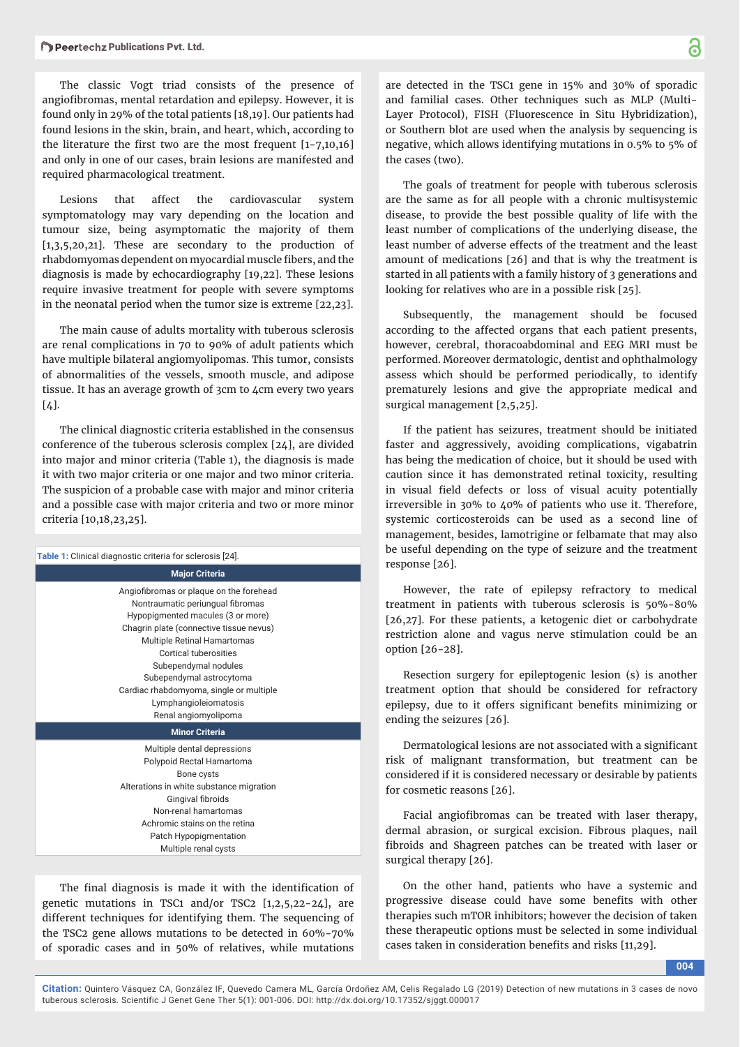The classic Vogt triad consists of the presence of angiofibromas, mental retardation and epilepsy. However, it is found only in 29% of the total patients [18,19]. Our patients had found lesions in the skin, brain, and heart, which, according to the literature the first two are the most frequent [1-7,10,16] and only in one of our cases, brain lesions are manifested and required pharmacological treatment.

Lesions that affect the cardiovascular system symptomatology may vary depending on the location and tumour size, being asymptomatic the majority of them [1,3,5,20,21]. These are secondary to the production of rhabdomyomas dependent on myocardial muscle fibers, and the diagnosis is made by echocardiography [19,22]. These lesions require invasive treatment for people with severe symptoms in the neonatal period when the tumor size is extreme [22,23].

The main cause of adults mortality with tuberous sclerosis are renal complications in 70 to 90% of adult patients which have multiple bilateral angiomyolipomas. This tumor, consists of abnormalities of the vessels, smooth muscle, and adipose tissue. It has an average growth of 3cm to 4cm every two years [4].

The clinical diagnostic criteria established in the consensus conference of the tuberous sclerosis complex [24], are divided into major and minor criteria (Table 1), the diagnosis is made it with two major criteria or one major and two minor criteria. The suspicion of a probable case with major and minor criteria and a possible case with major criteria and two or more minor criteria [10,18,23,25].

**Table 1:** Clinical diagnostic criteria for sclerosis [24].

| Major Criteria |
|---|
| Angiofibromas or plaque on the forehead |
| Nontraumatic periungual fibromas |
| Hypopigmented macules (3 or more) |
| Chagrin plate (connective tissue nevus) |
| Multiple Retinal Hamartomas |
| Cortical tuberosities |
| Subependymal nodules |
| Subependymal astrocytoma |
| Cardiac rhabdomyoma, single or multiple |
| Lymphangioleiomatosis |
| Renal angiomyolipoma |
| **Minor Criteria** |
| Multiple dental depressions |
| Polypoid Rectal Hamartoma |
| Bone cysts |
| Alterations in white substance migration |
| Gingival fibroids |
| Non-renal hamartomas |
| Achromic stains on the retina |
| Patch Hypopigmentation |
| Multiple renal cysts |

The final diagnosis is made it with the identification of genetic mutations in TSC1 and/or TSC2 [1,2,5,22-24], are different techniques for identifying them. The sequencing of the TSC2 gene allows mutations to be detected in 60%-70% of sporadic cases and in 50% of relatives, while mutations are detected in the TSC1 gene in 15% and 30% of sporadic and familial cases. Other techniques such as MLP (Multi-Layer Protocol), FISH (Fluorescence in Situ Hybridization), or Southern blot are used when the analysis by sequencing is negative, which allows identifying mutations in 0.5% to 5% of the cases (two).

The goals of treatment for people with tuberous sclerosis are the same as for all people with a chronic multisystemic disease, to provide the best possible quality of life with the least number of complications of the underlying disease, the least number of adverse effects of the treatment and the least amount of medications [26] and that is why the treatment is started in all patients with a family history of 3 generations and looking for relatives who are in a possible risk [25].

Subsequently, the management should be focused according to the affected organs that each patient presents, however, cerebral, thoracoabdominal and EEG MRI must be performed. Moreover dermatologic, dentist and ophthalmology assess which should be performed periodically, to identify prematurely lesions and give the appropriate medical and surgical management [2,5,25].

If the patient has seizures, treatment should be initiated faster and aggressively, avoiding complications, vigabatrin has being the medication of choice, but it should be used with caution since it has demonstrated retinal toxicity, resulting in visual field defects or loss of visual acuity potentially irreversible in 30% to 40% of patients who use it. Therefore, systemic corticosteroids can be used as a second line of management, besides, lamotrigine or felbamate that may also be useful depending on the type of seizure and the treatment response [26].

However, the rate of epilepsy refractory to medical treatment in patients with tuberous sclerosis is 50%-80% [26,27]. For these patients, a ketogenic diet or carbohydrate restriction alone and vagus nerve stimulation could be an option [26-28].

Resection surgery for epileptogenic lesion (s) is another treatment option that should be considered for refractory epilepsy, due to it offers significant benefits minimizing or ending the seizures [26].

Dermatological lesions are not associated with a significant risk of malignant transformation, but treatment can be considered if it is considered necessary or desirable by patients for cosmetic reasons [26].

Facial angiofibromas can be treated with laser therapy, dermal abrasion, or surgical excision. Fibrous plaques, nail fibroids and Shagreen patches can be treated with laser or surgical therapy [26].

On the other hand, patients who have a systemic and progressive disease could have some benefits with other therapies such mTOR inhibitors; however the decision of taken these therapeutic options must be selected in some individual cases taken in consideration benefits and risks [11,29].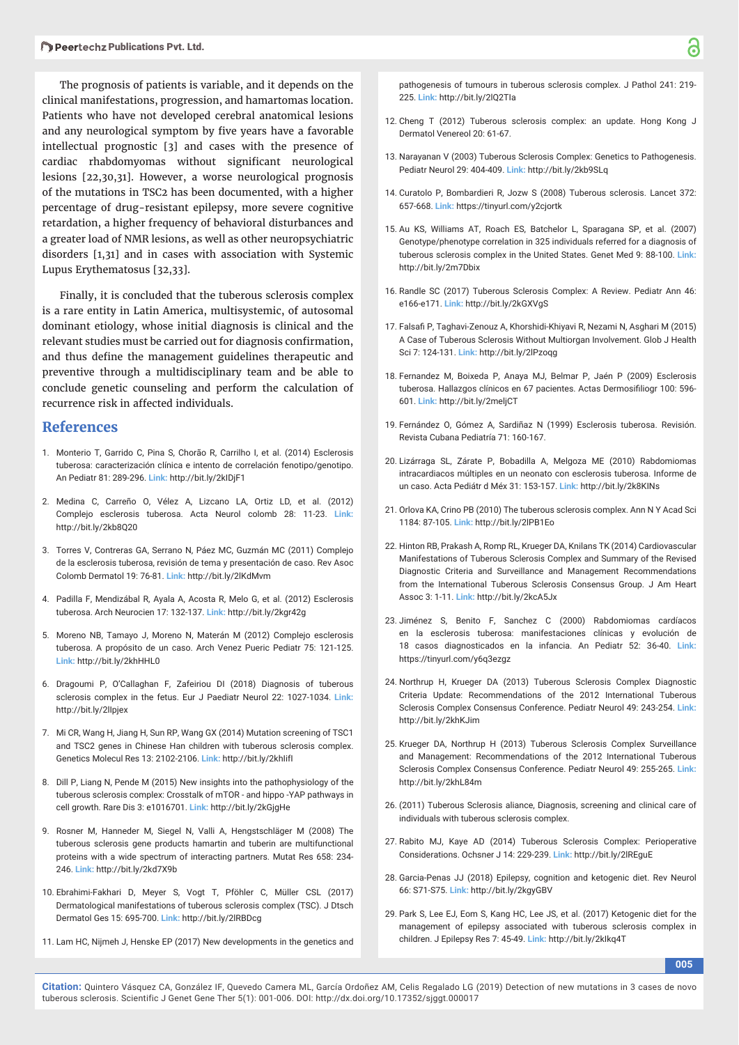The prognosis of patients is variable, and it depends on the clinical manifestations, progression, and hamartomas location. Patients who have not developed cerebral anatomical lesions and any neurological symptom by five years have a favorable intellectual prognostic [3] and cases with the presence of cardiac rhabdomyomas without significant neurological lesions [22,30,31]. However, a worse neurological prognosis of the mutations in TSC2 has been documented, with a higher percentage of drug-resistant epilepsy, more severe cognitive retardation, a higher frequency of behavioral disturbances and a greater load of NMR lesions, as well as other neuropsychiatric disorders [1,31] and in cases with association with Systemic Lupus Erythematosus [32,33].

Finally, it is concluded that the tuberous sclerosis complex is a rare entity in Latin America, multisystemic, of autosomal dominant etiology, whose initial diagnosis is clinical and the relevant studies must be carried out for diagnosis confirmation, and thus define the management guidelines therapeutic and preventive through a multidisciplinary team and be able to conclude genetic counseling and perform the calculation of recurrence risk in affected individuals.

## References

1. Monterio T, Garrido C, Pina S, Chorão R, Carrilho I, et al. (2014) Esclerosis tuberosa: caracterización clínica e intento de correlación fenotipo/genotipo. An Pediatr 81: 289-296. Link: http://bit.ly/2kIDjF1

2. Medina C, Carreño O, Vélez A, Lizcano LA, Ortiz LD, et al. (2012) Complejo esclerosis tuberosa. Acta Neurol colomb 28: 11-23. Link: http://bit.ly/2kb8Q20

3. Torres V, Contreras GA, Serrano N, Páez MC, Guzmán MC (2011) Complejo de la esclerosis tuberosa, revisión de tema y presentación de caso. Rev Asoc Colomb Dermatol 19: 76-81. Link: http://bit.ly/2lKdMvm

4. Padilla F, Mendizábal R, Ayala A, Acosta R, Melo G, et al. (2012) Esclerosis tuberosa. Arch Neurocien 17: 132-137. Link: http://bit.ly/2kgr42g

5. Moreno NB, Tamayo J, Moreno N, Materán M (2012) Complejo esclerosis tuberosa. A propósito de un caso. Arch Venez Pueric Pediatr 75: 121-125. Link: http://bit.ly/2khHHL0

6. Dragoumi P, O'Callaghan F, Zafeiriou DI (2018) Diagnosis of tuberous sclerosis complex in the fetus. Eur J Paediatr Neurol 22: 1027-1034. Link: http://bit.ly/2llpjex

7. Mi CR, Wang H, Jiang H, Sun RP, Wang GX (2014) Mutation screening of TSC1 and TSC2 genes in Chinese Han children with tuberous sclerosis complex. Genetics Molecul Res 13: 2102-2106. Link: http://bit.ly/2khlifl

8. Dill P, Liang N, Pende M (2015) New insights into the pathophysiology of the tuberous sclerosis complex: Crosstalk of mTOR - and hippo -YAP pathways in cell growth. Rare Dis 3: e1016701. Link: http://bit.ly/2kGjgHe

9. Rosner M, Hanneder M, Siegel N, Valli A, Hengstschläger M (2008) The tuberous sclerosis gene products hamartin and tuberin are multifunctional proteins with a wide spectrum of interacting partners. Mutat Res 658: 234-246. Link: http://bit.ly/2kd7X9b

10. Ebrahimi-Fakhari D, Meyer S, Vogt T, Pföhler C, Müller CSL (2017) Dermatological manifestations of tuberous sclerosis complex (TSC). J Dtsch Dermatol Ges 15: 695-700. Link: http://bit.ly/2lRBDcg

11. Lam HC, Nijmeh J, Henske EP (2017) New developments in the genetics and pathogenesis of tumours in tuberous sclerosis complex. J Pathol 241: 219-225. Link: http://bit.ly/2lQ2TIa

12. Cheng T (2012) Tuberous sclerosis complex: an update. Hong Kong J Dermatol Venereol 20: 61-67.

13. Narayanan V (2003) Tuberous Sclerosis Complex: Genetics to Pathogenesis. Pediatr Neurol 29: 404-409. Link: http://bit.ly/2kb9SLq

14. Curatolo P, Bombardieri R, Jozw S (2008) Tuberous sclerosis. Lancet 372: 657-668. Link: https://tinyurl.com/y2cjortk

15. Au KS, Williams AT, Roach ES, Batchelor L, Sparagana SP, et al. (2007) Genotype/phenotype correlation in 325 individuals referred for a diagnosis of tuberous sclerosis complex in the United States. Genet Med 9: 88-100. Link: http://bit.ly/2m7Dbix

16. Randle SC (2017) Tuberous Sclerosis Complex: A Review. Pediatr Ann 46: e166-e171. Link: http://bit.ly/2kGXVgS

17. Falsafi P, Taghavi-Zenouz A, Khorshidi-Khiyavi R, Nezami N, Asghari M (2015) A Case of Tuberous Sclerosis Without Multiorgan Involvement. Glob J Health Sci 7: 124-131. Link: http://bit.ly/2lPzoqg

18. Fernandez M, Boixeda P, Anaya MJ, Belmar P, Jaén P (2009) Esclerosis tuberosa. Hallazgos clínicos en 67 pacientes. Actas Dermosifiliogr 100: 596-601. Link: http://bit.ly/2meljCT

19. Fernández O, Gómez A, Sardiñaz N (1999) Esclerosis tuberosa. Revisión. Revista Cubana Pediatría 71: 160-167.

20. Lizárraga SL, Zárate P, Bobadilla A, Melgoza ME (2010) Rabdomiomas intracardiacos múltiples en un neonato con esclerosis tuberosa. Informe de un caso. Acta Pediátr d Méx 31: 153-157. Link: http://bit.ly/2k8KINs

21. Orlova KA, Crino PB (2010) The tuberous sclerosis complex. Ann N Y Acad Sci 1184: 87-105. Link: http://bit.ly/2lPB1Eo

22. Hinton RB, Prakash A, Romp RL, Krueger DA, Knilans TK (2014) Cardiovascular Manifestations of Tuberous Sclerosis Complex and Summary of the Revised Diagnostic Criteria and Surveillance and Management Recommendations from the International Tuberous Sclerosis Consensus Group. J Am Heart Assoc 3: 1-11. Link: http://bit.ly/2kcA5Jx

23. Jiménez S, Benito F, Sanchez C (2000) Rabdomiomas cardíacos en la esclerosis tuberosa: manifestaciones clínicas y evolución de 18 casos diagnosticados en la infancia. An Pediatr 52: 36-40. Link: https://tinyurl.com/y6q3ezgz

24. Northrup H, Krueger DA (2013) Tuberous Sclerosis Complex Diagnostic Criteria Update: Recommendations of the 2012 International Tuberous Sclerosis Complex Consensus Conference. Pediatr Neurol 49: 243-254. Link: http://bit.ly/2khKJim

25. Krueger DA, Northrup H (2013) Tuberous Sclerosis Complex Surveillance and Management: Recommendations of the 2012 International Tuberous Sclerosis Complex Consensus Conference. Pediatr Neurol 49: 255-265. Link: http://bit.ly/2khL84m

26. (2011) Tuberous Sclerosis aliance, Diagnosis, screening and clinical care of individuals with tuberous sclerosis complex.

27. Rabito MJ, Kaye AD (2014) Tuberous Sclerosis Complex: Perioperative Considerations. Ochsner J 14: 229-239. Link: http://bit.ly/2lREguE

28. Garcia-Penas JJ (2018) Epilepsy, cognition and ketogenic diet. Rev Neurol 66: S71-S75. Link: http://bit.ly/2kgyGBV

29. Park S, Lee EJ, Eom S, Kang HC, Lee JS, et al. (2017) Ketogenic diet for the management of epilepsy associated with tuberous sclerosis complex in children. J Epilepsy Res 7: 45-49. Link: http://bit.ly/2kIkq4T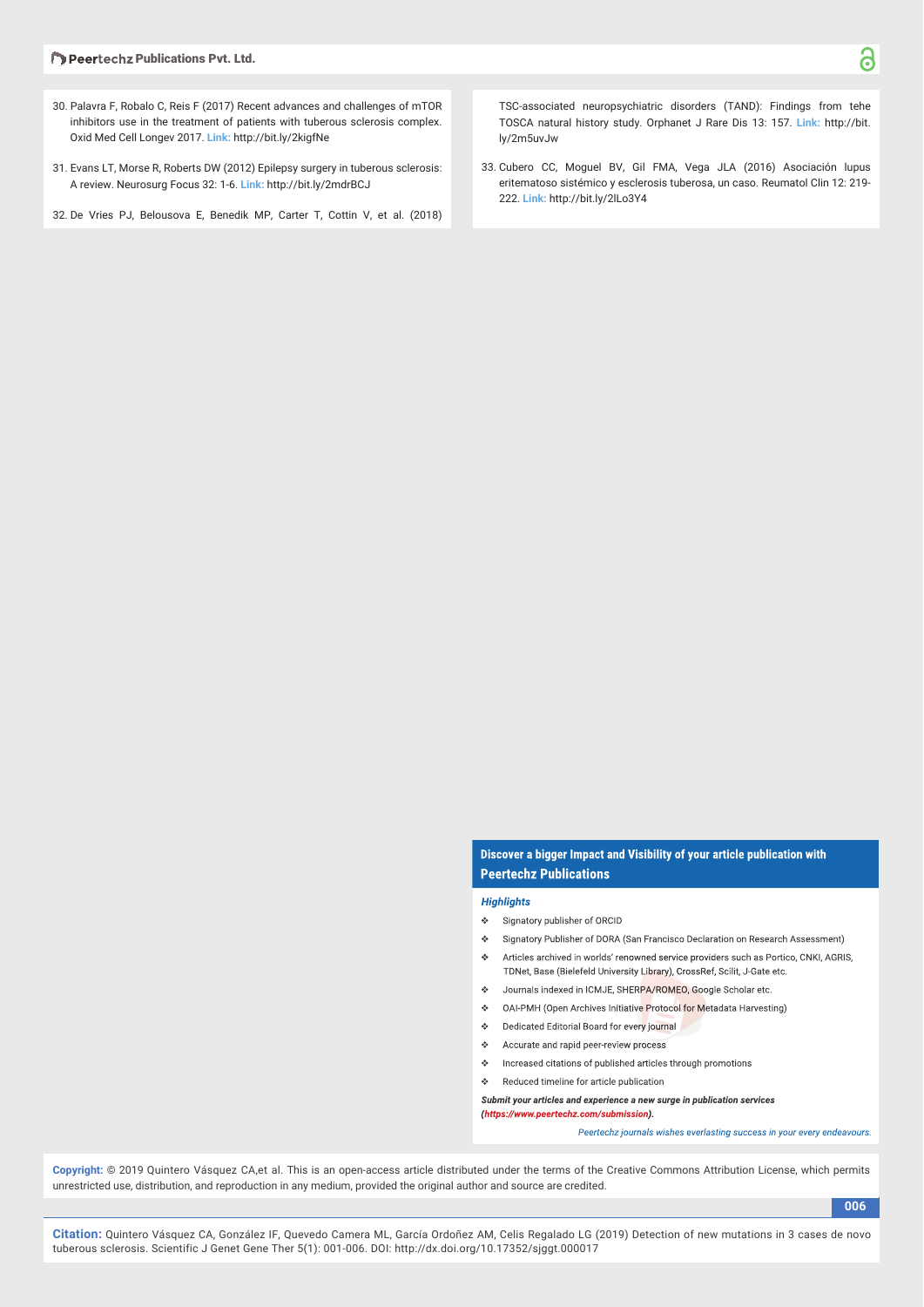30. Palavra F, Robalo C, Reis F (2017) Recent advances and challenges of mTOR inhibitors use in the treatment of patients with tuberous sclerosis complex. Oxid Med Cell Longev 2017. **Link:** http://bit.ly/2kigfNe

31. Evans LT, Morse R, Roberts DW (2012) Epilepsy surgery in tuberous sclerosis: A review. Neurosurg Focus 32: 1-6. **Link:** http://bit.ly/2mdrBCJ

32. De Vries PJ, Belousova E, Benedik MP, Carter T, Cottin V, et al. (2018) TSC-associated neuropsychiatric disorders (TAND): Findings from tehe TOSCA natural history study. Orphanet J Rare Dis 13: 157. **Link:** http://bit.ly/2m5uvJw

33. Cubero CC, Moguel BV, Gil FMA, Vega JLA (2016) Asociación lupus eritematoso sistémico y esclerosis tuberosa, un caso. Reumatol Clin 12: 219-222. **Link:** http://bit.ly/2lLo3Y4

**Discover a bigger Impact and Visibility of your article publication with Peertechz Publications**

***Highlights***

- Signatory publisher of ORCID
- Signatory Publisher of DORA (San Francisco Declaration on Research Assessment)
- Articles archived in worlds' renowned service providers such as Portico, CNKI, AGRIS, TDNet, Base (Bielefeld University Library), CrossRef, Scilit, J-Gate etc.
- Journals indexed in ICMJE, SHERPA/ROMEO, Google Scholar etc.
- OAI-PMH (Open Archives Initiative Protocol for Metadata Harvesting)
- Dedicated Editorial Board for every journal
- Accurate and rapid peer-review process
- Increased citations of published articles through promotions
- Reduced timeline for article publication

***Submit your articles and experience a new surge in publication services (https://www.peertechz.com/submission).***

*Peertechz journals wishes everlasting success in your every endeavours.*

**Copyright:** © 2019 Quintero Vásquez CA,et al. This is an open-access article distributed under the terms of the Creative Commons Attribution License, which permits unrestricted use, distribution, and reproduction in any medium, provided the original author and source are credited.

**Citation:** Quintero Vásquez CA, González IF, Quevedo Camera ML, García Ordoñez AM, Celis Regalado LG (2019) Detection of new mutations in 3 cases de novo tuberous sclerosis. Scientific J Genet Gene Ther 5(1): 001-006. DOI: http://dx.doi.org/10.17352/sjggt.000017